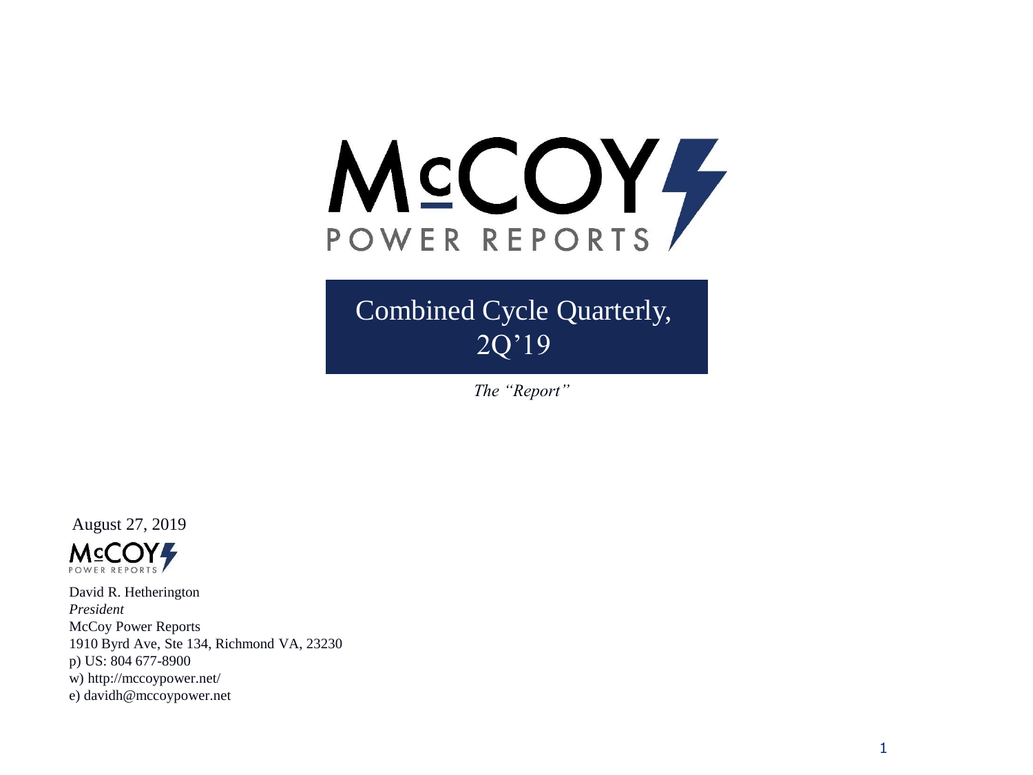# McCOY POWER REPORTS

## Combined Cycle Quarterly, 2Q'19

*The "Report"*

August 27, 2019

McCOY POWER REPORTS

David R. Hetherington
*President*
McCoy Power Reports
1910 Byrd Ave, Ste 134, Richmond VA, 23230
p) US: 804 677-8900
w) http://mccoypower.net/
e) davidh@mccoypower.net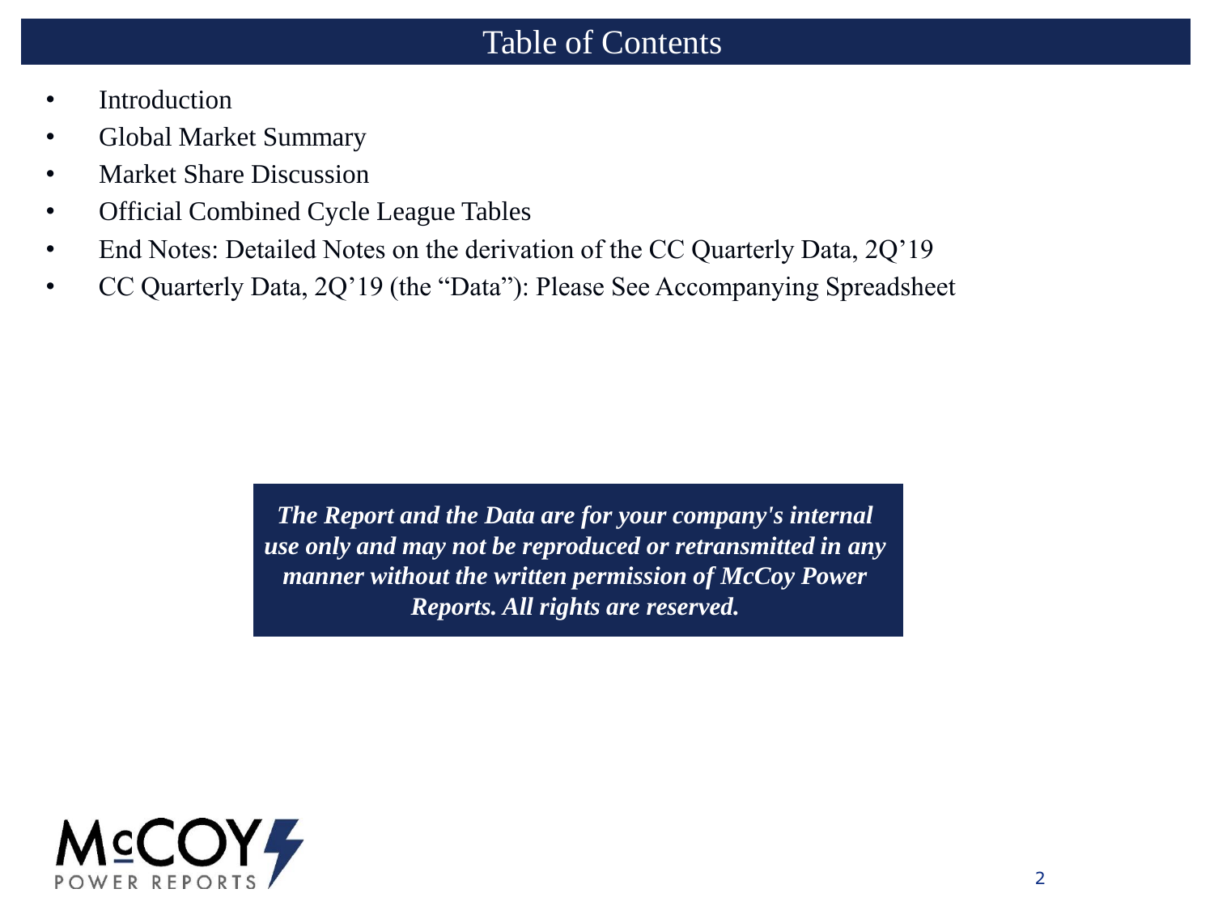# Table of Contents

- Introduction
- Global Market Summary
- Market Share Discussion
- Official Combined Cycle League Tables
- End Notes: Detailed Notes on the derivation of the CC Quarterly Data, 2Q'19
- CC Quarterly Data, 2Q'19 (the "Data"): Please See Accompanying Spreadsheet

***The Report and the Data are for your company's internal use only and may not be reproduced or retransmitted in any manner without the written permission of McCoy Power Reports. All rights are reserved.***

McCOY POWER REPORTS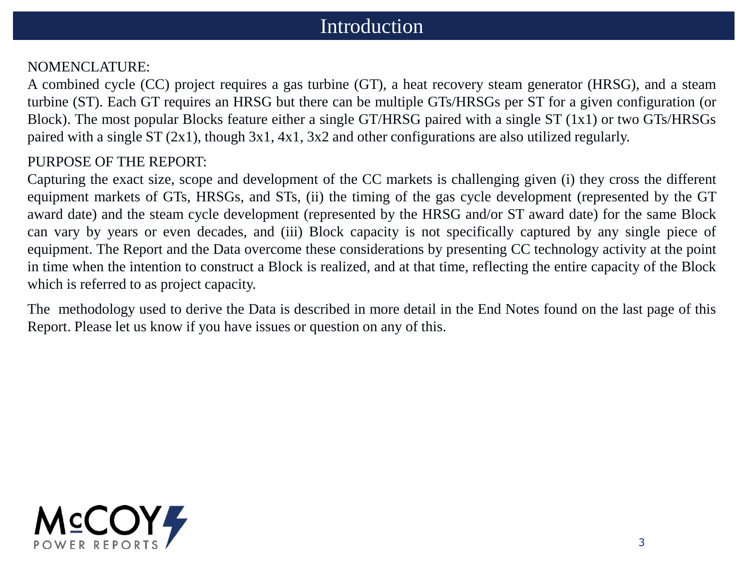# Introduction

NOMENCLATURE:

A combined cycle (CC) project requires a gas turbine (GT), a heat recovery steam generator (HRSG), and a steam turbine (ST). Each GT requires an HRSG but there can be multiple GTs/HRSGs per ST for a given configuration (or Block). The most popular Blocks feature either a single GT/HRSG paired with a single ST (1x1) or two GTs/HRSGs paired with a single ST (2x1), though 3x1, 4x1, 3x2 and other configurations are also utilized regularly.

PURPOSE OF THE REPORT:

Capturing the exact size, scope and development of the CC markets is challenging given (i) they cross the different equipment markets of GTs, HRSGs, and STs, (ii) the timing of the gas cycle development (represented by the GT award date) and the steam cycle development (represented by the HRSG and/or ST award date) for the same Block can vary by years or even decades, and (iii) Block capacity is not specifically captured by any single piece of equipment. The Report and the Data overcome these considerations by presenting CC technology activity at the point in time when the intention to construct a Block is realized, and at that time, reflecting the entire capacity of the Block which is referred to as project capacity.

The methodology used to derive the Data is described in more detail in the End Notes found on the last page of this Report. Please let us know if you have issues or question on any of this.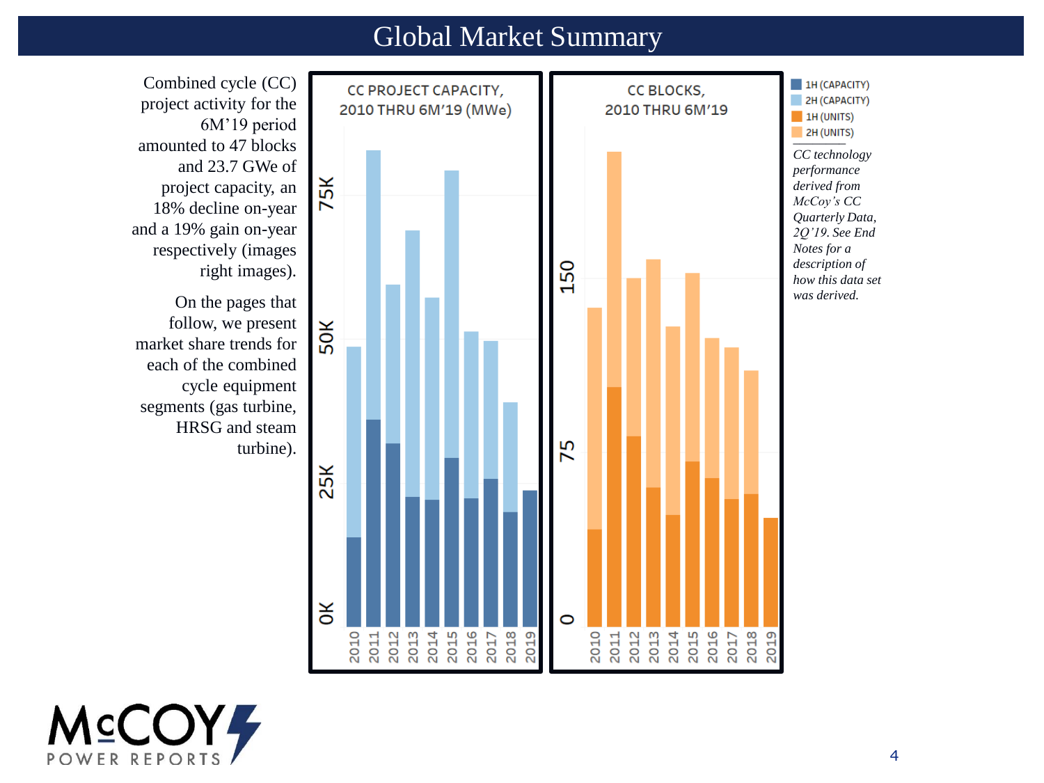# Global Market Summary

Combined cycle (CC) project activity for the 6M'19 period amounted to 47 blocks and 23.7 GWe of project capacity, an 18% decline on-year and a 19% gain on-year respectively (images right images).

On the pages that follow, we present market share trends for each of the combined cycle equipment segments (gas turbine, HRSG and steam turbine).

**CC PROJECT CAPACITY, 2010 THRU 6M'19 (MWe)**

**CC BLOCKS, 2010 THRU 6M'19**

1H (CAPACITY)
2H (CAPACITY)
1H (UNITS)
2H (UNITS)

*CC technology performance derived from McCoy's CC Quarterly Data, 2Q'19. See End Notes for a description of how this data set was derived.*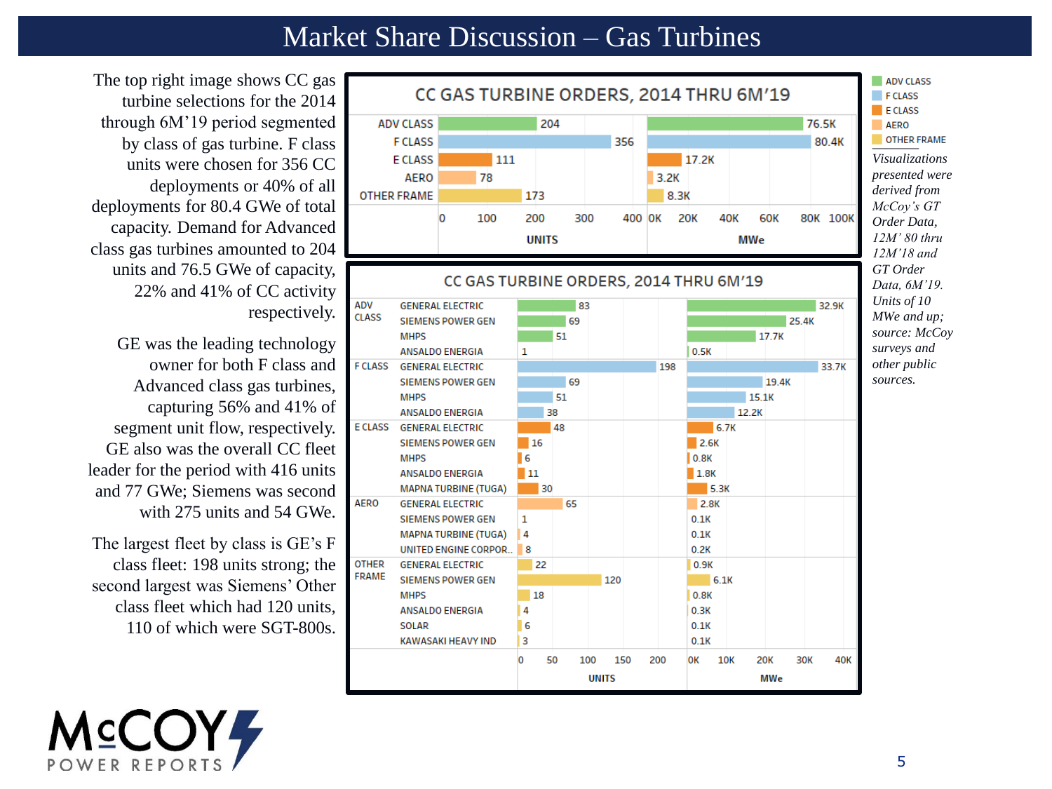# Market Share Discussion – Gas Turbines

The top right image shows CC gas turbine selections for the 2014 through 6M'19 period segmented by class of gas turbine. F class units were chosen for 356 CC deployments or 40% of all deployments for 80.4 GWe of total capacity. Demand for Advanced class gas turbines amounted to 204 units and 76.5 GWe of capacity, 22% and 41% of CC activity respectively.

GE was the leading technology owner for both F class and Advanced class gas turbines, capturing 56% and 41% of segment unit flow, respectively. GE also was the overall CC fleet leader for the period with 416 units and 77 GWe; Siemens was second with 275 units and 54 GWe.

The largest fleet by class is GE's F class fleet: 198 units strong; the second largest was Siemens' Other class fleet which had 120 units, 110 of which were SGT-800s.

**CC GAS TURBINE ORDERS, 2014 THRU 6M'19**

| Class | Units | MWe |
|---|---|---|
| ADV CLASS | 204 | 76.5K |
| F CLASS | 356 | 80.4K |
| E CLASS | 111 | 17.2K |
| AERO | 78 | 3.2K |
| OTHER FRAME | 173 | 8.3K |

**CC GAS TURBINE ORDERS, 2014 THRU 6M'19**

| Class | OEM | Units | MWe |
|---|---|---|---|
| ADV CLASS | GENERAL ELECTRIC | 83 | 32.9K |
| | SIEMENS POWER GEN | 69 | 25.4K |
| | MHPS | 51 | 17.7K |
| | ANSALDO ENERGIA | 1 | 0.5K |
| F CLASS | GENERAL ELECTRIC | 198 | 33.7K |
| | SIEMENS POWER GEN | 69 | 19.4K |
| | MHPS | 51 | 15.1K |
| | ANSALDO ENERGIA | 38 | 12.2K |
| E CLASS | GENERAL ELECTRIC | 48 | 6.7K |
| | SIEMENS POWER GEN | 16 | 2.6K |
| | MHPS | 6 | 0.8K |
| | ANSALDO ENERGIA | 11 | 1.8K |
| | MAPNA TURBINE (TUGA) | 30 | 5.3K |
| AERO | GENERAL ELECTRIC | 65 | 2.8K |
| | SIEMENS POWER GEN | 1 | 0.1K |
| | MAPNA TURBINE (TUGA) | 4 | 0.1K |
| | UNITED ENGINE CORPOR.. | 8 | 0.2K |
| OTHER FRAME | GENERAL ELECTRIC | 22 | 0.9K |
| | SIEMENS POWER GEN | 120 | 6.1K |
| | MHPS | 18 | 0.8K |
| | ANSALDO ENERGIA | 4 | 0.3K |
| | SOLAR | 6 | 0.1K |
| | KAWASAKI HEAVY IND | 3 | 0.1K |

*Visualizations presented were derived from McCoy's GT Order Data, 12M' 80 thru 12M'18 and GT Order Data, 6M'19. Units of 10 MWe and up; source: McCoy surveys and other public sources.*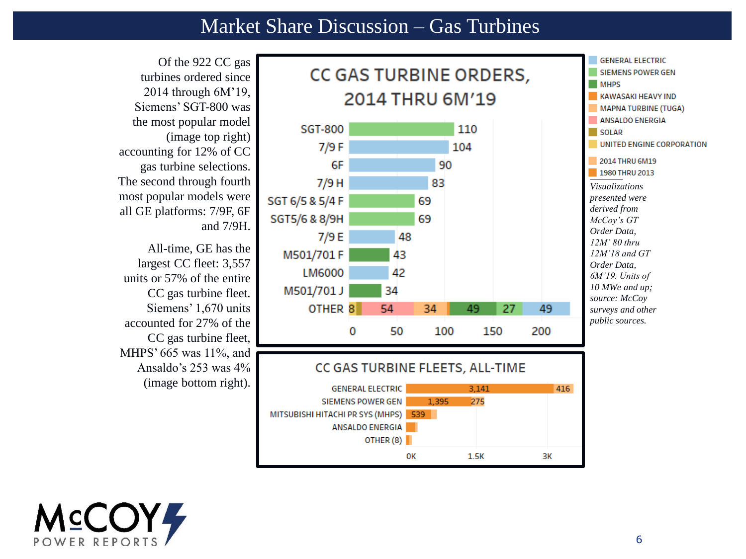# Market Share Discussion – Gas Turbines

Of the 922 CC gas turbines ordered since 2014 through 6M'19, Siemens' SGT-800 was the most popular model (image top right) accounting for 12% of CC gas turbine selections. The second through fourth most popular models were all GE platforms: 7/9F, 6F and 7/9H.

All-time, GE has the largest CC fleet: 3,557 units or 57% of the entire CC gas turbine fleet. Siemens' 1,670 units accounted for 27% of the CC gas turbine fleet, MHPS' 665 was 11%, and Ansaldo's 253 was 4% (image bottom right).

## CC GAS TURBINE ORDERS, 2014 THRU 6M'19

| Model | Orders |
|---|---|
| SGT-800 | 110 |
| 7/9 F | 104 |
| 6F | 90 |
| 7/9 H | 83 |
| SGT 6/5 & 5/4 F | 69 |
| SGT5/6 & 8/9H | 69 |
| 7/9 E | 48 |
| M501/701 F | 43 |
| LM6000 | 42 |
| M501/701 J | 34 |
| OTHER | 8, 54, 34, 49, 27, 49 |

## CC GAS TURBINE FLEETS, ALL-TIME

| Manufacturer | 1980 thru 2013 | 2014 thru 6M19 |
|---|---|---|
| GENERAL ELECTRIC | 3,141 | 416 |
| SIEMENS POWER GEN | 1,395 | 275 |
| MITSUBISHI HITACHI PR SYS (MHPS) | 539 | |
| ANSALDO ENERGIA | | |
| OTHER (8) | | |

Legend: GENERAL ELECTRIC; SIEMENS POWER GEN; MHPS; KAWASAKI HEAVY IND; MAPNA TURBINE (TUGA); ANSALDO ENERGIA; SOLAR; UNITED ENGINE CORPORATION; 2014 THRU 6M19; 1980 THRU 2013

*Visualizations presented were derived from McCoy's GT Order Data, 12M' 80 thru 12M'18 and GT Order Data, 6M'19. Units of 10 MWe and up; source: McCoy surveys and other public sources.*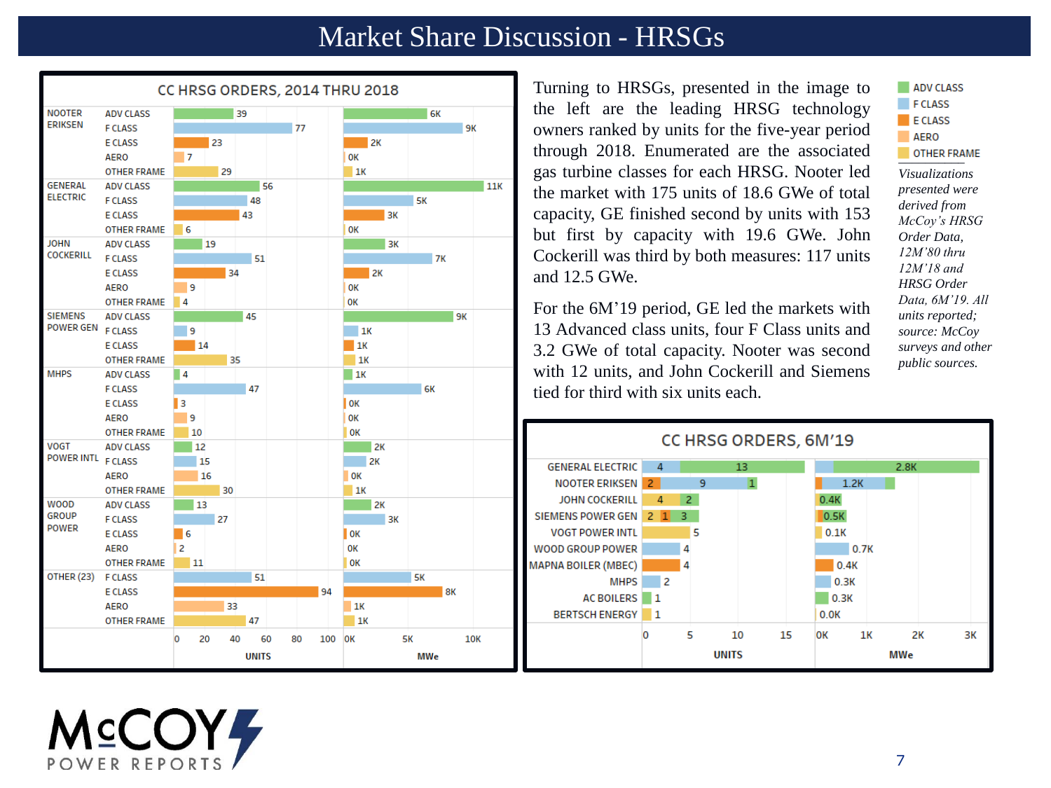# Market Share Discussion - HRSGs

**CC HRSG ORDERS, 2014 THRU 2018**

| Owner | Class | Units | MWe |
|---|---|---|---|
| NOOTER ERIKSEN | ADV CLASS | 39 | 6K |
| | F CLASS | 77 | 9K |
| | E CLASS | 23 | 2K |
| | AERO | 7 | 0K |
| | OTHER FRAME | 29 | 1K |
| GENERAL ELECTRIC | ADV CLASS | 56 | 11K |
| | F CLASS | 48 | 5K |
| | E CLASS | 43 | 3K |
| | OTHER FRAME | 6 | 0K |
| JOHN COCKERILL | ADV CLASS | 19 | 3K |
| | F CLASS | 51 | 7K |
| | E CLASS | 34 | 2K |
| | AERO | 9 | 0K |
| | OTHER FRAME | 4 | 0K |
| SIEMENS POWER GEN | ADV CLASS | 45 | 9K |
| | F CLASS | 9 | 1K |
| | E CLASS | 14 | 1K |
| | OTHER FRAME | 35 | 1K |
| MHPS | ADV CLASS | 4 | 1K |
| | F CLASS | 47 | 6K |
| | E CLASS | 3 | 0K |
| | AERO | 9 | 0K |
| | OTHER FRAME | 10 | 0K |
| VOGT POWER INTL | ADV CLASS | 12 | 2K |
| | F CLASS | 15 | 2K |
| | AERO | 16 | 0K |
| | OTHER FRAME | 30 | 1K |
| WOOD GROUP POWER | ADV CLASS | 13 | 2K |
| | F CLASS | 27 | 3K |
| | E CLASS | 6 | 0K |
| | AERO | 2 | 0K |
| | OTHER FRAME | 11 | 0K |
| OTHER (23) | F CLASS | 51 | 5K |
| | E CLASS | 94 | 8K |
| | AERO | 33 | 1K |
| | OTHER FRAME | 47 | 1K |

Turning to HRSGs, presented in the image to the left are the leading HRSG technology owners ranked by units for the five-year period through 2018. Enumerated are the associated gas turbine classes for each HRSG. Nooter led the market with 175 units of 18.6 GWe of total capacity, GE finished second by units with 153 but first by capacity with 19.6 GWe. John Cockerill was third by both measures: 117 units and 12.5 GWe.

For the 6M'19 period, GE led the markets with 13 Advanced class units, four F Class units and 3.2 GWe of total capacity. Nooter was second with 12 units, and John Cockerill and Siemens tied for third with six units each.

Legend: ADV CLASS, F CLASS, E CLASS, AERO, OTHER FRAME

*Visualizations presented were derived from McCoy's HRSG Order Data, 12M'80 thru 12M'18 and HRSG Order Data, 6M'19. All units reported; source: McCoy surveys and other public sources.*

**CC HRSG ORDERS, 6M'19**

| Owner | Units (by class) | MWe |
|---|---|---|
| GENERAL ELECTRIC | 4, 13 | 2.8K |
| NOOTER ERIKSEN | 2, 9, 1 | 1.2K |
| JOHN COCKERILL | 4, 2 | 0.4K |
| SIEMENS POWER GEN | 2, 1, 3 | 0.5K |
| VOGT POWER INTL | 5 | 0.1K |
| WOOD GROUP POWER | 4 | 0.7K |
| MAPNA BOILER (MBEC) | 4 | 0.4K |
| MHPS | 2 | 0.3K |
| AC BOILERS | 1 | 0.3K |
| BERTSCH ENERGY | 1 | 0.0K |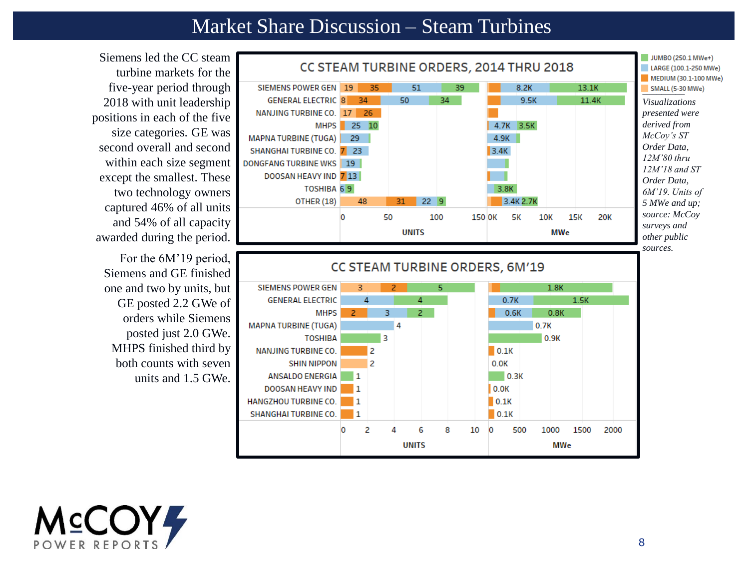# Market Share Discussion – Steam Turbines

Siemens led the CC steam turbine markets for the five-year period through 2018 with unit leadership positions in each of the five size categories. GE was second overall and second within each size segment except the smallest. These two technology owners captured 46% of all units and 54% of all capacity awarded during the period.

For the 6M'19 period, Siemens and GE finished one and two by units, but GE posted 2.2 GWe of orders while Siemens posted just 2.0 GWe. MHPS finished third by both counts with seven units and 1.5 GWe.

**CC STEAM TURBINE ORDERS, 2014 THRU 2018**

| Company | Units (by size segment) | MWe (by size segment) |
|---|---|---|
| SIEMENS POWER GEN | 19, 35, 51, 39 | 8.2K, 13.1K |
| GENERAL ELECTRIC | 8, 34, 50, 34 | 9.5K, 11.4K |
| NANJING TURBINE CO. | 17, 26 | |
| MHPS | 25, 10 | 4.7K, 3.5K |
| MAPNA TURBINE (TUGA) | 29 | 4.9K |
| SHANGHAI TURBINE CO. | 7, 23 | 3.4K |
| DONGFANG TURBINE WKS | 19 | |
| DOOSAN HEAVY IND | 7, 13 | |
| TOSHIBA | 6, 9 | 3.8K |
| OTHER (18) | 48, 31, 22, 9 | 3.4K, 2.7K |

**CC STEAM TURBINE ORDERS, 6M'19**

| Company | Units (by size segment) | MWe |
|---|---|---|
| SIEMENS POWER GEN | 3, 2, 5 | 1.8K |
| GENERAL ELECTRIC | 4, 4 | 0.7K, 1.5K |
| MHPS | 2, 3, 2 | 0.6K, 0.8K |
| MAPNA TURBINE (TUGA) | 4 | 0.7K |
| TOSHIBA | 3 | 0.9K |
| NANJING TURBINE CO. | 2 | 0.1K |
| SHIN NIPPON | 2 | 0.0K |
| ANSALDO ENERGIA | 1 | 0.3K |
| DOOSAN HEAVY IND | 1 | 0.0K |
| HANGZHOU TURBINE CO. | 1 | 0.1K |
| SHANGHAI TURBINE CO. | 1 | 0.1K |

Legend: JUMBO (250.1 MWe+); LARGE (100.1-250 MWe); MEDIUM (30.1-100 MWe); SMALL (5-30 MWe)

*Visualizations presented were derived from McCoy's ST Order Data, 12M'80 thru 12M'18 and ST Order Data, 6M'19. Units of 5 MWe and up; source: McCoy surveys and other public sources.*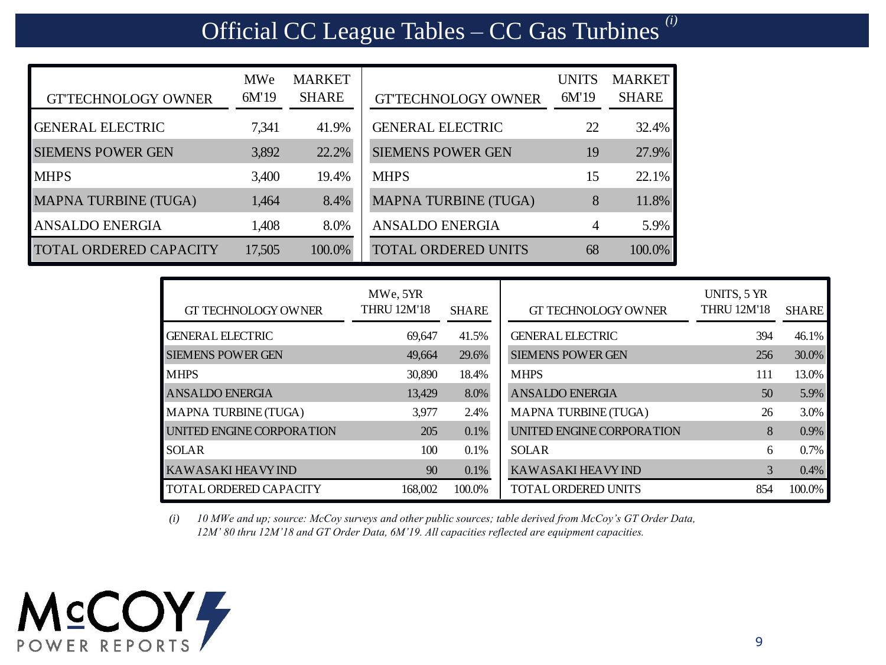# Official CC League Tables – CC Gas Turbines [(i)]

| GT'TECHNOLOGY OWNER | MWe 6M'19 | MARKET SHARE |
|---|---|---|
| GENERAL ELECTRIC | 7,341 | 41.9% |
| SIEMENS POWER GEN | 3,892 | 22.2% |
| MHPS | 3,400 | 19.4% |
| MAPNA TURBINE (TUGA) | 1,464 | 8.4% |
| ANSALDO ENERGIA | 1,408 | 8.0% |
| TOTAL ORDERED CAPACITY | 17,505 | 100.0% |

| GT'TECHNOLOGY OWNER | UNITS 6M'19 | MARKET SHARE |
|---|---|---|
| GENERAL ELECTRIC | 22 | 32.4% |
| SIEMENS POWER GEN | 19 | 27.9% |
| MHPS | 15 | 22.1% |
| MAPNA TURBINE (TUGA) | 8 | 11.8% |
| ANSALDO ENERGIA | 4 | 5.9% |
| TOTAL ORDERED UNITS | 68 | 100.0% |

| GT TECHNOLOGY OWNER | MWe, 5YR THRU 12M'18 | SHARE |
|---|---|---|
| GENERAL ELECTRIC | 69,647 | 41.5% |
| SIEMENS POWER GEN | 49,664 | 29.6% |
| MHPS | 30,890 | 18.4% |
| ANSALDO ENERGIA | 13,429 | 8.0% |
| MAPNA TURBINE (TUGA) | 3,977 | 2.4% |
| UNITED ENGINE CORPORATION | 205 | 0.1% |
| SOLAR | 100 | 0.1% |
| KAWASAKI HEAVY IND | 90 | 0.1% |
| TOTAL ORDERED CAPACITY | 168,002 | 100.0% |

| GT TECHNOLOGY OWNER | UNITS, 5 YR THRU 12M'18 | SHARE |
|---|---|---|
| GENERAL ELECTRIC | 394 | 46.1% |
| SIEMENS POWER GEN | 256 | 30.0% |
| MHPS | 111 | 13.0% |
| ANSALDO ENERGIA | 50 | 5.9% |
| MAPNA TURBINE (TUGA) | 26 | 3.0% |
| UNITED ENGINE CORPORATION | 8 | 0.9% |
| SOLAR | 6 | 0.7% |
| KAWASAKI HEAVY IND | 3 | 0.4% |
| TOTAL ORDERED UNITS | 854 | 100.0% |

*(i) 10 MWe and up; source: McCoy surveys and other public sources; table derived from McCoy's GT Order Data, 12M' 80 thru 12M'18 and GT Order Data, 6M'19. All capacities reflected are equipment capacities.*

McCOY POWER REPORTS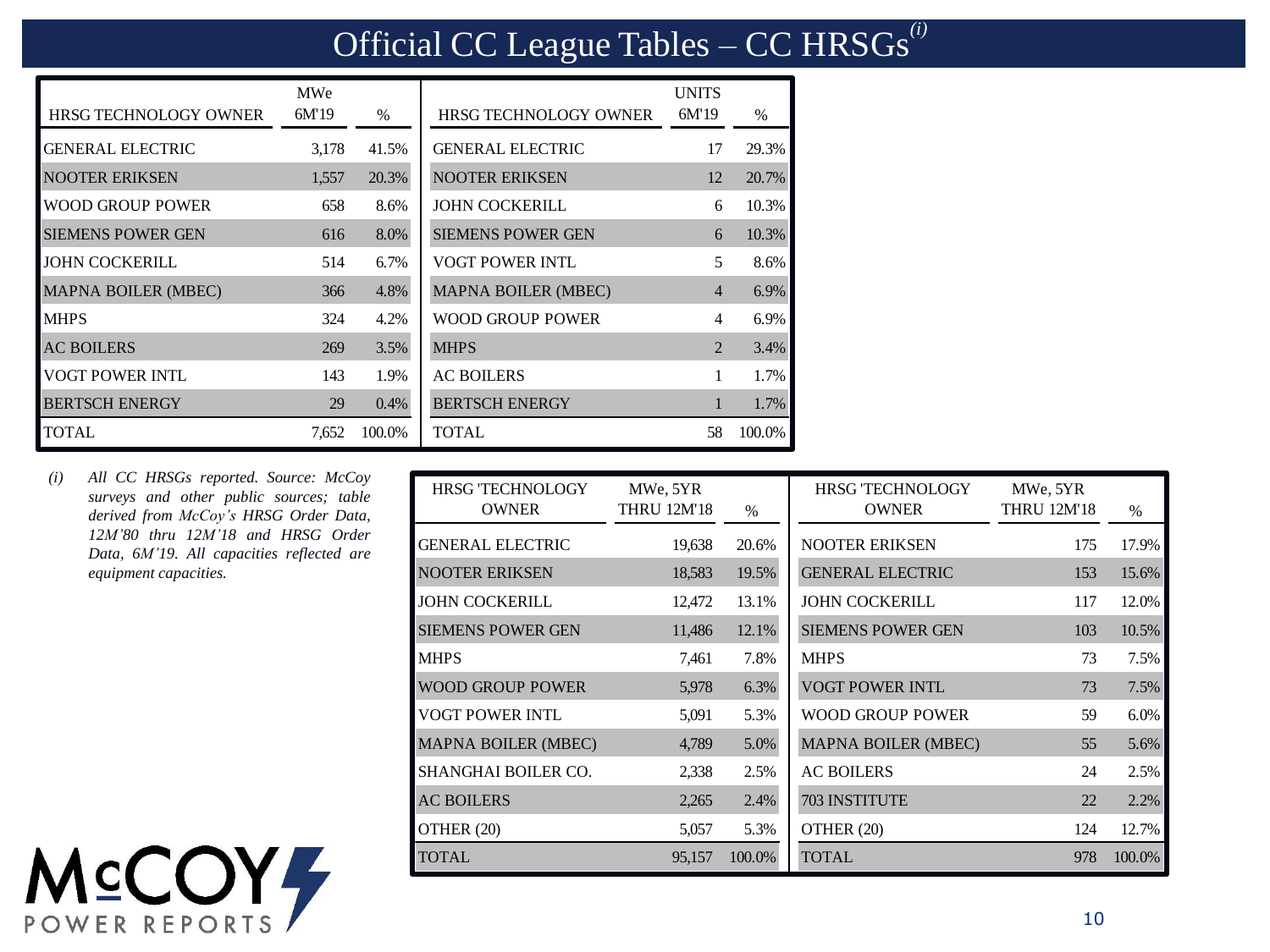# Official CC League Tables – CC HRSGs[(i)]

| HRSG TECHNOLOGY OWNER | MWe 6M'19 | % |
|---|---|---|
| GENERAL ELECTRIC | 3,178 | 41.5% |
| NOOTER ERIKSEN | 1,557 | 20.3% |
| WOOD GROUP POWER | 658 | 8.6% |
| SIEMENS POWER GEN | 616 | 8.0% |
| JOHN COCKERILL | 514 | 6.7% |
| MAPNA BOILER (MBEC) | 366 | 4.8% |
| MHPS | 324 | 4.2% |
| AC BOILERS | 269 | 3.5% |
| VOGT POWER INTL | 143 | 1.9% |
| BERTSCH ENERGY | 29 | 0.4% |
| TOTAL | 7,652 | 100.0% |

| HRSG TECHNOLOGY OWNER | UNITS 6M'19 | % |
|---|---|---|
| GENERAL ELECTRIC | 17 | 29.3% |
| NOOTER ERIKSEN | 12 | 20.7% |
| JOHN COCKERILL | 6 | 10.3% |
| SIEMENS POWER GEN | 6 | 10.3% |
| VOGT POWER INTL | 5 | 8.6% |
| MAPNA BOILER (MBEC) | 4 | 6.9% |
| WOOD GROUP POWER | 4 | 6.9% |
| MHPS | 2 | 3.4% |
| AC BOILERS | 1 | 1.7% |
| BERTSCH ENERGY | 1 | 1.7% |
| TOTAL | 58 | 100.0% |

| HRSG 'TECHNOLOGY OWNER | MWe, 5YR THRU 12M'18 | % |
|---|---|---|
| GENERAL ELECTRIC | 19,638 | 20.6% |
| NOOTER ERIKSEN | 18,583 | 19.5% |
| JOHN COCKERILL | 12,472 | 13.1% |
| SIEMENS POWER GEN | 11,486 | 12.1% |
| MHPS | 7,461 | 7.8% |
| WOOD GROUP POWER | 5,978 | 6.3% |
| VOGT POWER INTL | 5,091 | 5.3% |
| MAPNA BOILER (MBEC) | 4,789 | 5.0% |
| SHANGHAI BOILER CO. | 2,338 | 2.5% |
| AC BOILERS | 2,265 | 2.4% |
| OTHER (20) | 5,057 | 5.3% |
| TOTAL | 95,157 | 100.0% |

| HRSG 'TECHNOLOGY OWNER | MWe, 5YR THRU 12M'18 | % |
|---|---|---|
| NOOTER ERIKSEN | 175 | 17.9% |
| GENERAL ELECTRIC | 153 | 15.6% |
| JOHN COCKERILL | 117 | 12.0% |
| SIEMENS POWER GEN | 103 | 10.5% |
| MHPS | 73 | 7.5% |
| VOGT POWER INTL | 73 | 7.5% |
| WOOD GROUP POWER | 59 | 6.0% |
| MAPNA BOILER (MBEC) | 55 | 5.6% |
| AC BOILERS | 24 | 2.5% |
| 703 INSTITUTE | 22 | 2.2% |
| OTHER (20) | 124 | 12.7% |
| TOTAL | 978 | 100.0% |

*(i) All CC HRSGs reported. Source: McCoy surveys and other public sources; table derived from McCoy's HRSG Order Data, 12M'80 thru 12M'18 and HRSG Order Data, 6M'19. All capacities reflected are equipment capacities.*

McCOY POWER REPORTS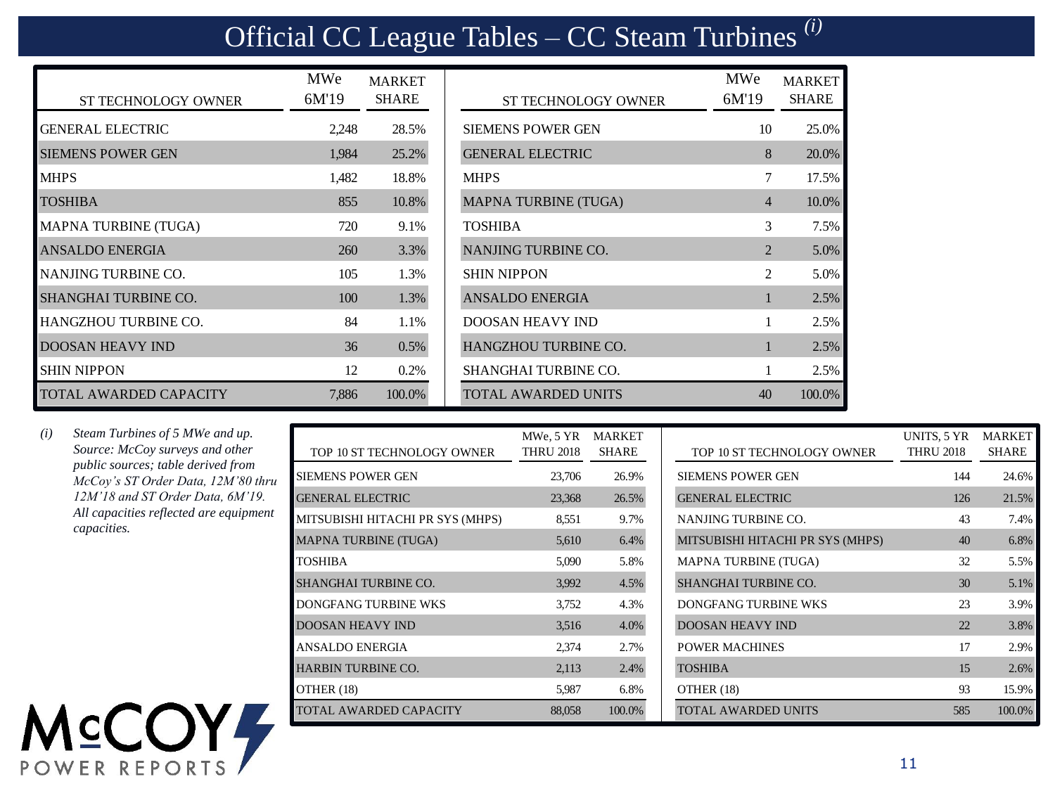# Official CC League Tables – CC Steam Turbines [(i)]

| ST TECHNOLOGY OWNER | MWe 6M'19 | MARKET SHARE |
|---|---|---|
| GENERAL ELECTRIC | 2,248 | 28.5% |
| SIEMENS POWER GEN | 1,984 | 25.2% |
| MHPS | 1,482 | 18.8% |
| TOSHIBA | 855 | 10.8% |
| MAPNA TURBINE (TUGA) | 720 | 9.1% |
| ANSALDO ENERGIA | 260 | 3.3% |
| NANJING TURBINE CO. | 105 | 1.3% |
| SHANGHAI TURBINE CO. | 100 | 1.3% |
| HANGZHOU TURBINE CO. | 84 | 1.1% |
| DOOSAN HEAVY IND | 36 | 0.5% |
| SHIN NIPPON | 12 | 0.2% |
| TOTAL AWARDED CAPACITY | 7,886 | 100.0% |

| ST TECHNOLOGY OWNER | MWe 6M'19 | MARKET SHARE |
|---|---|---|
| SIEMENS POWER GEN | 10 | 25.0% |
| GENERAL ELECTRIC | 8 | 20.0% |
| MHPS | 7 | 17.5% |
| MAPNA TURBINE (TUGA) | 4 | 10.0% |
| TOSHIBA | 3 | 7.5% |
| NANJING TURBINE CO. | 2 | 5.0% |
| SHIN NIPPON | 2 | 5.0% |
| ANSALDO ENERGIA | 1 | 2.5% |
| DOOSAN HEAVY IND | 1 | 2.5% |
| HANGZHOU TURBINE CO. | 1 | 2.5% |
| SHANGHAI TURBINE CO. | 1 | 2.5% |
| TOTAL AWARDED UNITS | 40 | 100.0% |

*(i) Steam Turbines of 5 MWe and up. Source: McCoy surveys and other public sources; table derived from McCoy's ST Order Data, 12M'80 thru 12M'18 and ST Order Data, 6M'19. All capacities reflected are equipment capacities.*

| TOP 10 ST TECHNOLOGY OWNER | MWe, 5 YR THRU 2018 | MARKET SHARE |
|---|---|---|
| SIEMENS POWER GEN | 23,706 | 26.9% |
| GENERAL ELECTRIC | 23,368 | 26.5% |
| MITSUBISHI HITACHI PR SYS (MHPS) | 8,551 | 9.7% |
| MAPNA TURBINE (TUGA) | 5,610 | 6.4% |
| TOSHIBA | 5,090 | 5.8% |
| SHANGHAI TURBINE CO. | 3,992 | 4.5% |
| DONGFANG TURBINE WKS | 3,752 | 4.3% |
| DOOSAN HEAVY IND | 3,516 | 4.0% |
| ANSALDO ENERGIA | 2,374 | 2.7% |
| HARBIN TURBINE CO. | 2,113 | 2.4% |
| OTHER (18) | 5,987 | 6.8% |
| TOTAL AWARDED CAPACITY | 88,058 | 100.0% |

| TOP 10 ST TECHNOLOGY OWNER | UNITS, 5 YR THRU 2018 | MARKET SHARE |
|---|---|---|
| SIEMENS POWER GEN | 144 | 24.6% |
| GENERAL ELECTRIC | 126 | 21.5% |
| NANJING TURBINE CO. | 43 | 7.4% |
| MITSUBISHI HITACHI PR SYS (MHPS) | 40 | 6.8% |
| MAPNA TURBINE (TUGA) | 32 | 5.5% |
| SHANGHAI TURBINE CO. | 30 | 5.1% |
| DONGFANG TURBINE WKS | 23 | 3.9% |
| DOOSAN HEAVY IND | 22 | 3.8% |
| POWER MACHINES | 17 | 2.9% |
| TOSHIBA | 15 | 2.6% |
| OTHER (18) | 93 | 15.9% |
| TOTAL AWARDED UNITS | 585 | 100.0% |

McCOY POWER REPORTS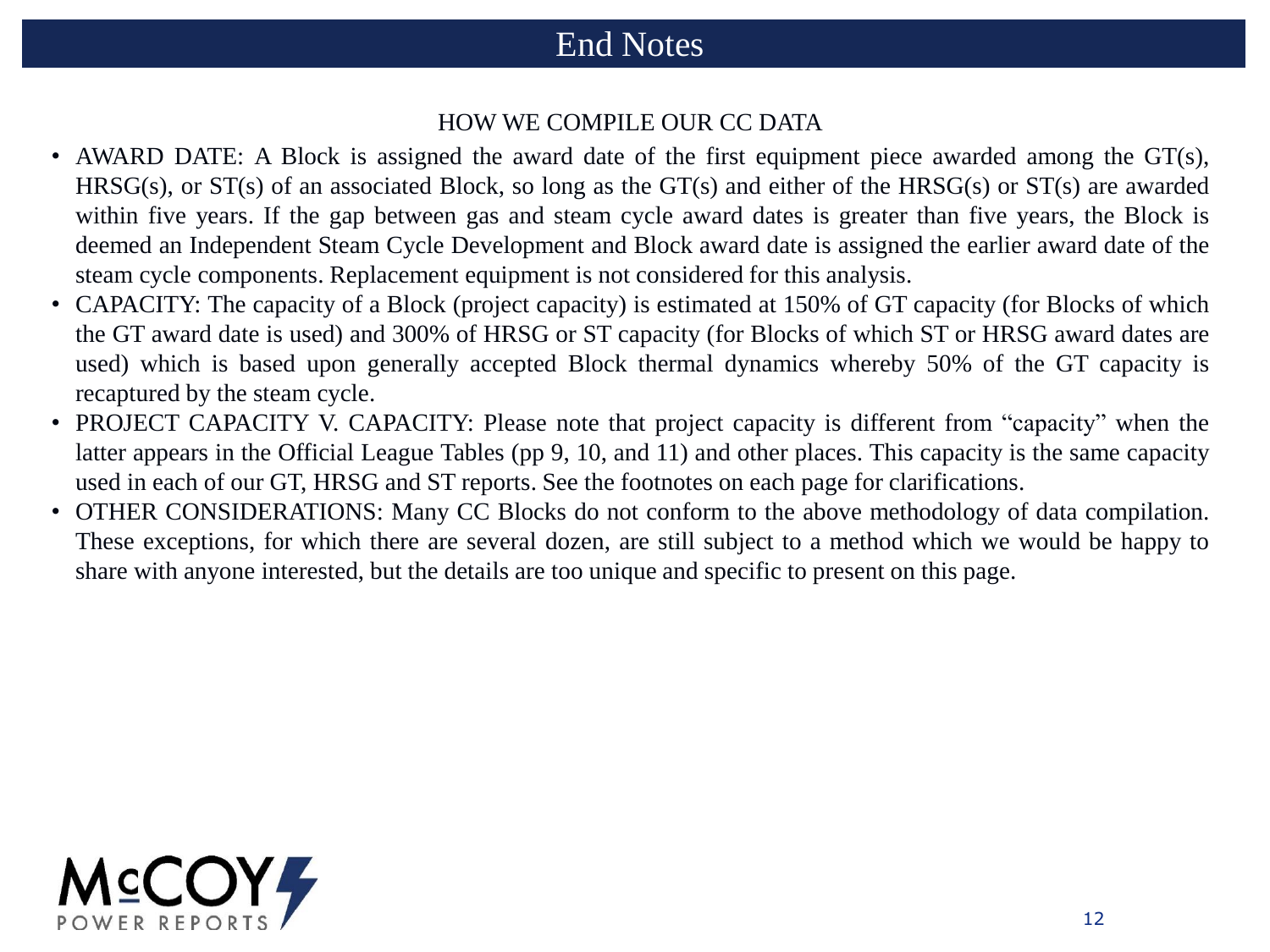# End Notes

## HOW WE COMPILE OUR CC DATA

- AWARD DATE: A Block is assigned the award date of the first equipment piece awarded among the GT(s), HRSG(s), or ST(s) of an associated Block, so long as the GT(s) and either of the HRSG(s) or ST(s) are awarded within five years. If the gap between gas and steam cycle award dates is greater than five years, the Block is deemed an Independent Steam Cycle Development and Block award date is assigned the earlier award date of the steam cycle components. Replacement equipment is not considered for this analysis.
- CAPACITY: The capacity of a Block (project capacity) is estimated at 150% of GT capacity (for Blocks of which the GT award date is used) and 300% of HRSG or ST capacity (for Blocks of which ST or HRSG award dates are used) which is based upon generally accepted Block thermal dynamics whereby 50% of the GT capacity is recaptured by the steam cycle.
- PROJECT CAPACITY V. CAPACITY: Please note that project capacity is different from "capacity" when the latter appears in the Official League Tables (pp 9, 10, and 11) and other places. This capacity is the same capacity used in each of our GT, HRSG and ST reports. See the footnotes on each page for clarifications.
- OTHER CONSIDERATIONS: Many CC Blocks do not conform to the above methodology of data compilation. These exceptions, for which there are several dozen, are still subject to a method which we would be happy to share with anyone interested, but the details are too unique and specific to present on this page.